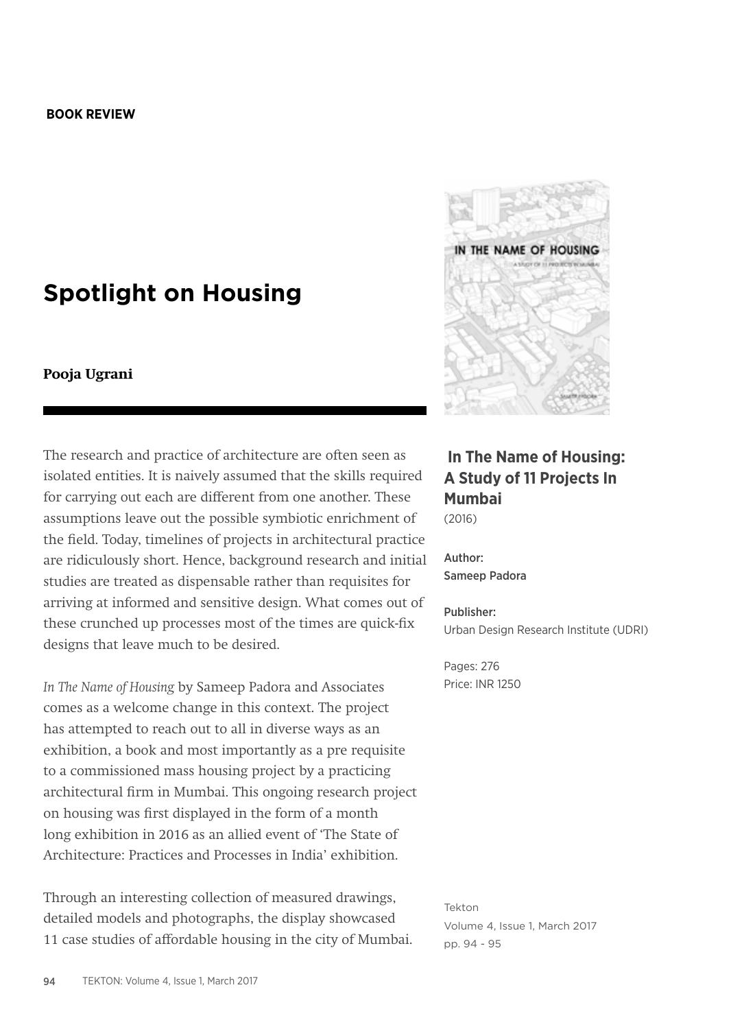**BOOK REVIEW**

# Spotlight on Housing

**Pooja Ugrani**

**In The Name of Housing: A Study of 11 Projects In Mumbai**
(2016)

Author:
Sameep Padora

Publisher:
Urban Design Research Institute (UDRI)

Pages: 276
Price: INR 1250

The research and practice of architecture are often seen as isolated entities. It is naively assumed that the skills required for carrying out each are different from one another. These assumptions leave out the possible symbiotic enrichment of the field. Today, timelines of projects in architectural practice are ridiculously short. Hence, background research and initial studies are treated as dispensable rather than requisites for arriving at informed and sensitive design. What comes out of these crunched up processes most of the times are quick-fix designs that leave much to be desired.

*In The Name of Housing* by Sameep Padora and Associates comes as a welcome change in this context. The project has attempted to reach out to all in diverse ways as an exhibition, a book and most importantly as a pre requisite to a commissioned mass housing project by a practicing architectural firm in Mumbai. This ongoing research project on housing was first displayed in the form of a month long exhibition in 2016 as an allied event of 'The State of Architecture: Practices and Processes in India' exhibition.

Through an interesting collection of measured drawings, detailed models and photographs, the display showcased 11 case studies of affordable housing in the city of Mumbai.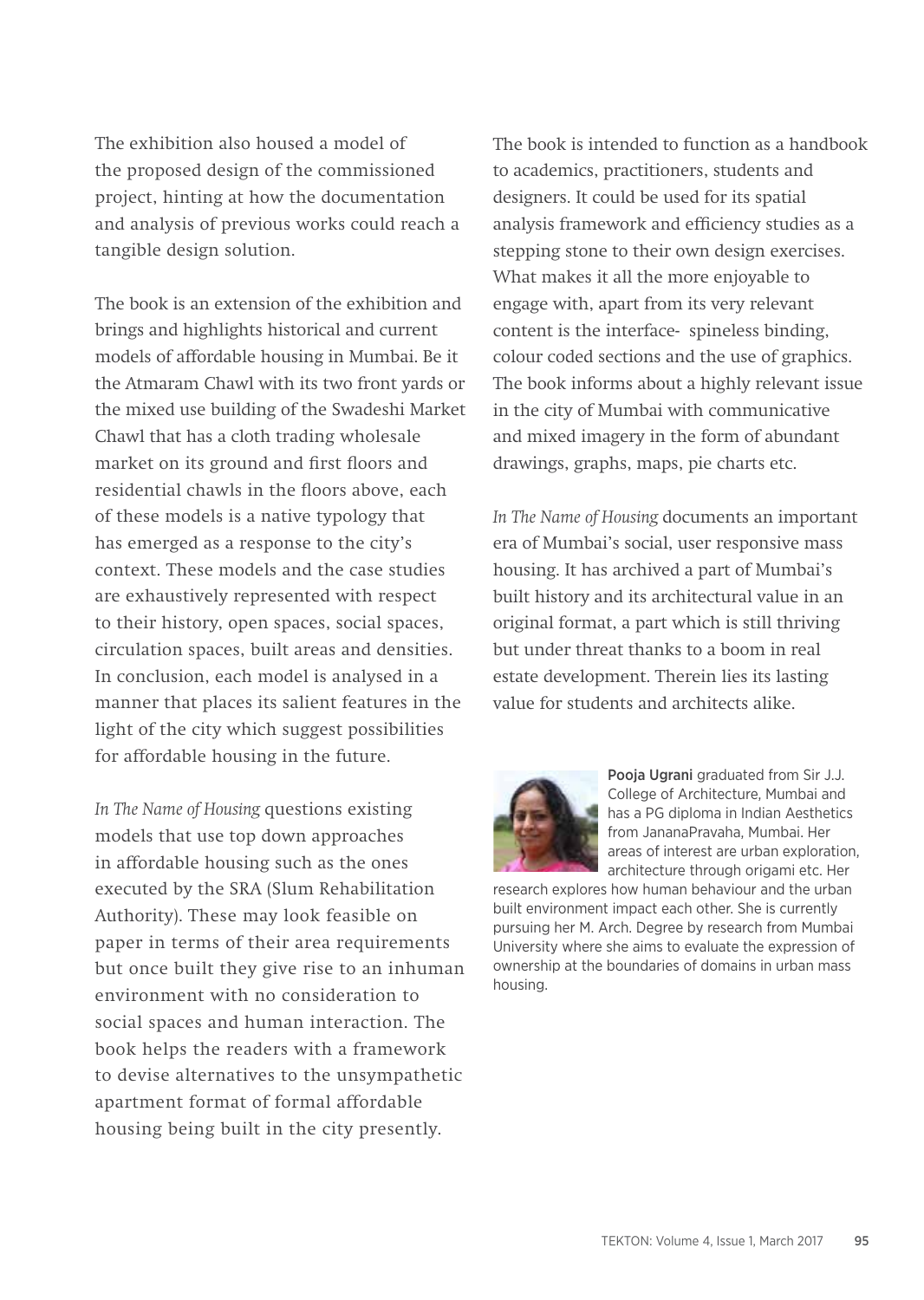The exhibition also housed a model of the proposed design of the commissioned project, hinting at how the documentation and analysis of previous works could reach a tangible design solution.

The book is an extension of the exhibition and brings and highlights historical and current models of affordable housing in Mumbai. Be it the Atmaram Chawl with its two front yards or the mixed use building of the Swadeshi Market Chawl that has a cloth trading wholesale market on its ground and first floors and residential chawls in the floors above, each of these models is a native typology that has emerged as a response to the city's context. These models and the case studies are exhaustively represented with respect to their history, open spaces, social spaces, circulation spaces, built areas and densities. In conclusion, each model is analysed in a manner that places its salient features in the light of the city which suggest possibilities for affordable housing in the future.

*In The Name of Housing* questions existing models that use top down approaches in affordable housing such as the ones executed by the SRA (Slum Rehabilitation Authority). These may look feasible on paper in terms of their area requirements but once built they give rise to an inhuman environment with no consideration to social spaces and human interaction. The book helps the readers with a framework to devise alternatives to the unsympathetic apartment format of formal affordable housing being built in the city presently.

The book is intended to function as a handbook to academics, practitioners, students and designers. It could be used for its spatial analysis framework and efficiency studies as a stepping stone to their own design exercises. What makes it all the more enjoyable to engage with, apart from its very relevant content is the interface- spineless binding, colour coded sections and the use of graphics. The book informs about a highly relevant issue in the city of Mumbai with communicative and mixed imagery in the form of abundant drawings, graphs, maps, pie charts etc.

*In The Name of Housing* documents an important era of Mumbai's social, user responsive mass housing. It has archived a part of Mumbai's built history and its architectural value in an original format, a part which is still thriving but under threat thanks to a boom in real estate development. Therein lies its lasting value for students and architects alike.

**Pooja Ugrani** graduated from Sir J.J. College of Architecture, Mumbai and has a PG diploma in Indian Aesthetics from JananaPravaha, Mumbai. Her areas of interest are urban exploration, architecture through origami etc. Her research explores how human behaviour and the urban built environment impact each other. She is currently pursuing her M. Arch. Degree by research from Mumbai University where she aims to evaluate the expression of ownership at the boundaries of domains in urban mass housing.